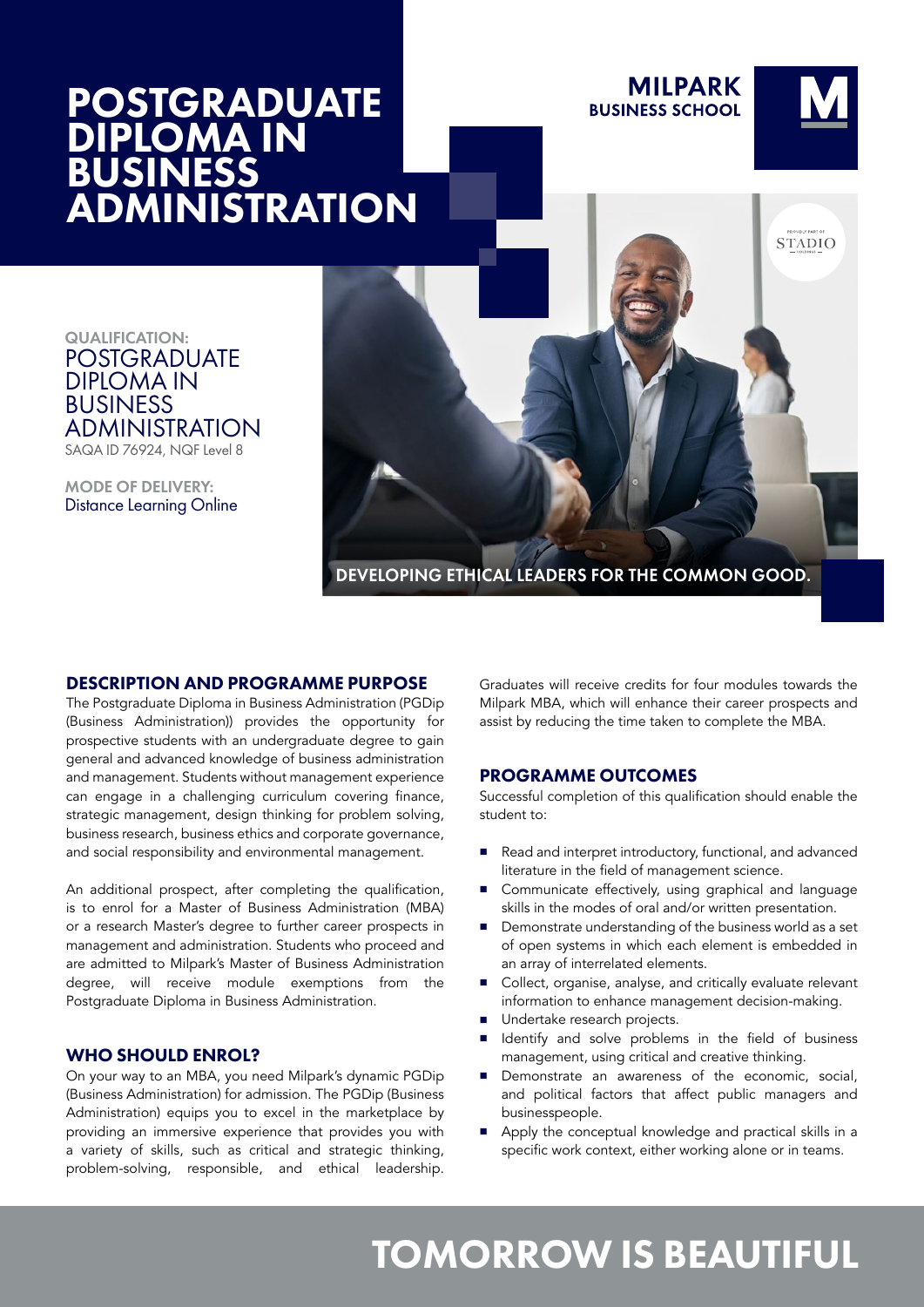# POSTGRADUATE DIPLOMA IN BUSINESS ADMINISTRATION

MILPARK BUSINESS SCHOOL

PROUDLY PART OF STADIO

**QUALIFICATION:**
POSTGRADUATE DIPLOMA IN BUSINESS ADMINISTRATION
SAQA ID 76924, NQF Level 8

**MODE OF DELIVERY:**
Distance Learning Online

DEVELOPING ETHICAL LEADERS FOR THE COMMON GOOD.

## DESCRIPTION AND PROGRAMME PURPOSE

The Postgraduate Diploma in Business Administration (PGDip (Business Administration)) provides the opportunity for prospective students with an undergraduate degree to gain general and advanced knowledge of business administration and management. Students without management experience can engage in a challenging curriculum covering finance, strategic management, design thinking for problem solving, business research, business ethics and corporate governance, and social responsibility and environmental management.

An additional prospect, after completing the qualification, is to enrol for a Master of Business Administration (MBA) or a research Master's degree to further career prospects in management and administration. Students who proceed and are admitted to Milpark's Master of Business Administration degree, will receive module exemptions from the Postgraduate Diploma in Business Administration.

## WHO SHOULD ENROL?

On your way to an MBA, you need Milpark's dynamic PGDip (Business Administration) for admission. The PGDip (Business Administration) equips you to excel in the marketplace by providing an immersive experience that provides you with a variety of skills, such as critical and strategic thinking, problem-solving, responsible, and ethical leadership. Graduates will receive credits for four modules towards the Milpark MBA, which will enhance their career prospects and assist by reducing the time taken to complete the MBA.

## PROGRAMME OUTCOMES

Successful completion of this qualification should enable the student to:

- Read and interpret introductory, functional, and advanced literature in the field of management science.
- Communicate effectively, using graphical and language skills in the modes of oral and/or written presentation.
- Demonstrate understanding of the business world as a set of open systems in which each element is embedded in an array of interrelated elements.
- Collect, organise, analyse, and critically evaluate relevant information to enhance management decision-making.
- Undertake research projects.
- Identify and solve problems in the field of business management, using critical and creative thinking.
- Demonstrate an awareness of the economic, social, and political factors that affect public managers and businesspeople.
- Apply the conceptual knowledge and practical skills in a specific work context, either working alone or in teams.

**TOMORROW IS BEAUTIFUL**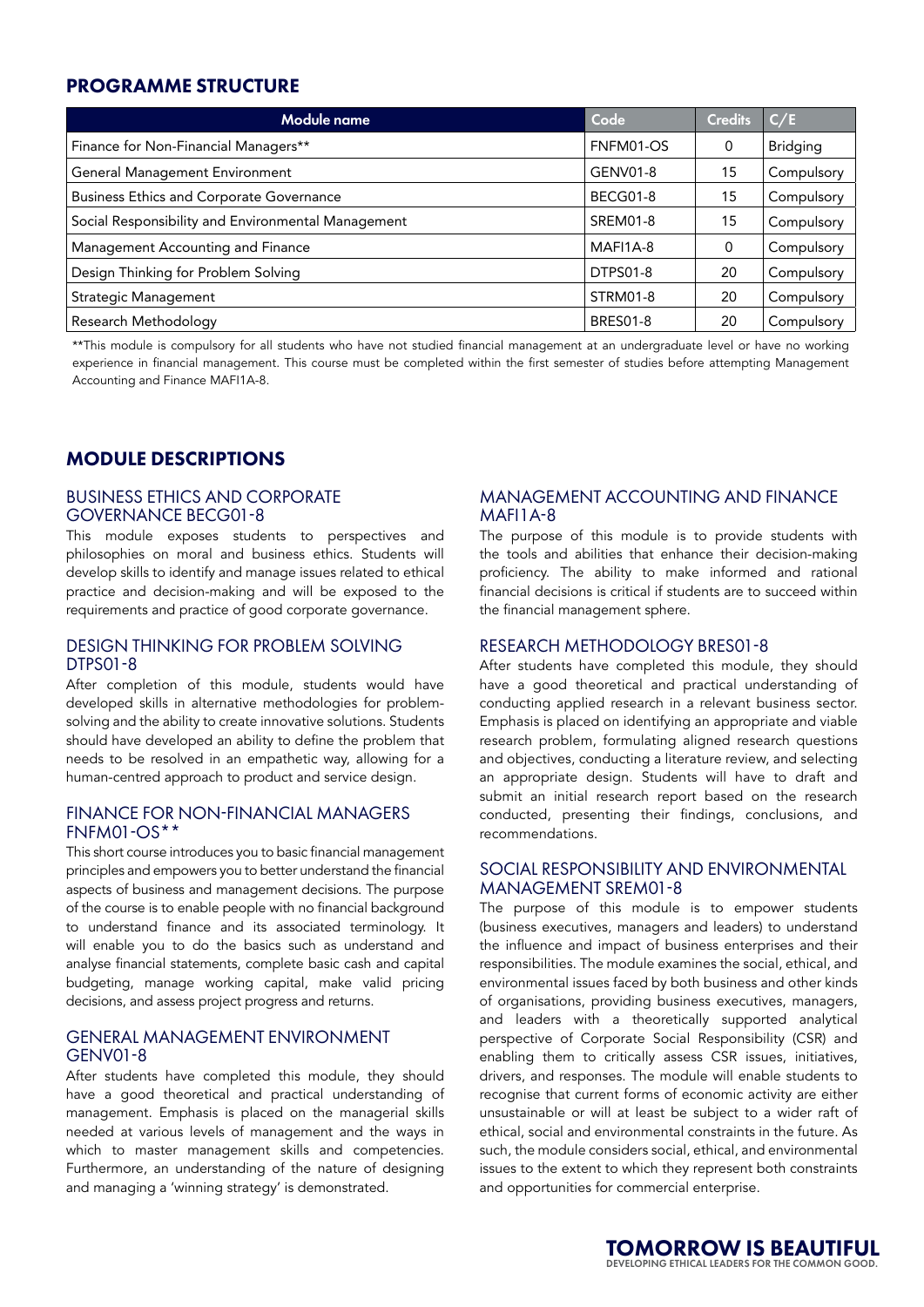## PROGRAMME STRUCTURE

| Module name | Code | Credits | C/E |
|---|---|---|---|
| Finance for Non-Financial Managers** | FNFM01-OS | 0 | Bridging |
| General Management Environment | GENV01-8 | 15 | Compulsory |
| Business Ethics and Corporate Governance | BECG01-8 | 15 | Compulsory |
| Social Responsibility and Environmental Management | SREM01-8 | 15 | Compulsory |
| Management Accounting and Finance | MAFI1A-8 | 0 | Compulsory |
| Design Thinking for Problem Solving | DTPS01-8 | 20 | Compulsory |
| Strategic Management | STRM01-8 | 20 | Compulsory |
| Research Methodology | BRES01-8 | 20 | Compulsory |

**This module is compulsory for all students who have not studied financial management at an undergraduate level or have no working experience in financial management. This course must be completed within the first semester of studies before attempting Management Accounting and Finance MAFI1A-8.

## MODULE DESCRIPTIONS

### BUSINESS ETHICS AND CORPORATE GOVERNANCE BECG01-8

This module exposes students to perspectives and philosophies on moral and business ethics. Students will develop skills to identify and manage issues related to ethical practice and decision-making and will be exposed to the requirements and practice of good corporate governance.

### DESIGN THINKING FOR PROBLEM SOLVING DTPS01-8

After completion of this module, students would have developed skills in alternative methodologies for problem-solving and the ability to create innovative solutions. Students should have developed an ability to define the problem that needs to be resolved in an empathetic way, allowing for a human-centred approach to product and service design.

### FINANCE FOR NON-FINANCIAL MANAGERS FNFM01-OS**

This short course introduces you to basic financial management principles and empowers you to better understand the financial aspects of business and management decisions. The purpose of the course is to enable people with no financial background to understand finance and its associated terminology. It will enable you to do the basics such as understand and analyse financial statements, complete basic cash and capital budgeting, manage working capital, make valid pricing decisions, and assess project progress and returns.

### GENERAL MANAGEMENT ENVIRONMENT GENV01-8

After students have completed this module, they should have a good theoretical and practical understanding of management. Emphasis is placed on the managerial skills needed at various levels of management and the ways in which to master management skills and competencies. Furthermore, an understanding of the nature of designing and managing a 'winning strategy' is demonstrated.

### MANAGEMENT ACCOUNTING AND FINANCE MAFI1A-8

The purpose of this module is to provide students with the tools and abilities that enhance their decision-making proficiency. The ability to make informed and rational financial decisions is critical if students are to succeed within the financial management sphere.

### RESEARCH METHODOLOGY BRES01-8

After students have completed this module, they should have a good theoretical and practical understanding of conducting applied research in a relevant business sector. Emphasis is placed on identifying an appropriate and viable research problem, formulating aligned research questions and objectives, conducting a literature review, and selecting an appropriate design. Students will have to draft and submit an initial research report based on the research conducted, presenting their findings, conclusions, and recommendations.

### SOCIAL RESPONSIBILITY AND ENVIRONMENTAL MANAGEMENT SREM01-8

The purpose of this module is to empower students (business executives, managers and leaders) to understand the influence and impact of business enterprises and their responsibilities. The module examines the social, ethical, and environmental issues faced by both business and other kinds of organisations, providing business executives, managers, and leaders with a theoretically supported analytical perspective of Corporate Social Responsibility (CSR) and enabling them to critically assess CSR issues, initiatives, drivers, and responses. The module will enable students to recognise that current forms of economic activity are either unsustainable or will at least be subject to a wider raft of ethical, social and environmental constraints in the future. As such, the module considers social, ethical, and environmental issues to the extent to which they represent both constraints and opportunities for commercial enterprise.

**TOMORROW IS BEAUTIFUL**
DEVELOPING ETHICAL LEADERS FOR THE COMMON GOOD.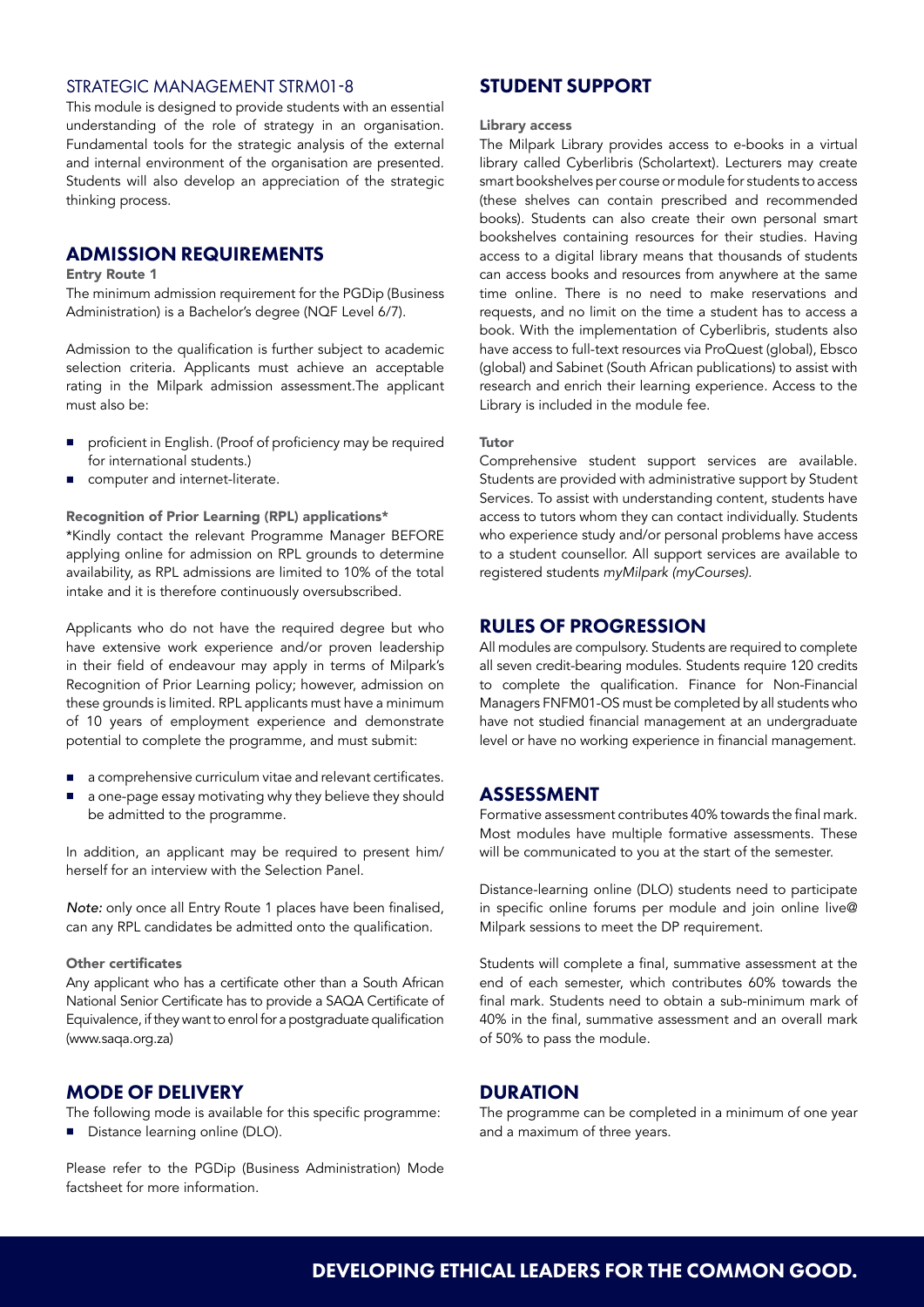### STRATEGIC MANAGEMENT STRM01-8

This module is designed to provide students with an essential understanding of the role of strategy in an organisation. Fundamental tools for the strategic analysis of the external and internal environment of the organisation are presented. Students will also develop an appreciation of the strategic thinking process.

## ADMISSION REQUIREMENTS

**Entry Route 1**

The minimum admission requirement for the PGDip (Business Administration) is a Bachelor's degree (NQF Level 6/7).

Admission to the qualification is further subject to academic selection criteria. Applicants must achieve an acceptable rating in the Milpark admission assessment.The applicant must also be:

- proficient in English. (Proof of proficiency may be required for international students.)
- computer and internet-literate.

**Recognition of Prior Learning (RPL) applications***

*Kindly contact the relevant Programme Manager BEFORE applying online for admission on RPL grounds to determine availability, as RPL admissions are limited to 10% of the total intake and it is therefore continuously oversubscribed.

Applicants who do not have the required degree but who have extensive work experience and/or proven leadership in their field of endeavour may apply in terms of Milpark's Recognition of Prior Learning policy; however, admission on these grounds is limited. RPL applicants must have a minimum of 10 years of employment experience and demonstrate potential to complete the programme, and must submit:

- a comprehensive curriculum vitae and relevant certificates.
- a one-page essay motivating why they believe they should be admitted to the programme.

In addition, an applicant may be required to present him/herself for an interview with the Selection Panel.

*Note:* only once all Entry Route 1 places have been finalised, can any RPL candidates be admitted onto the qualification.

**Other certificates**

Any applicant who has a certificate other than a South African National Senior Certificate has to provide a SAQA Certificate of Equivalence, if they want to enrol for a postgraduate qualification (www.saqa.org.za)

## MODE OF DELIVERY

The following mode is available for this specific programme:

- Distance learning online (DLO).

Please refer to the PGDip (Business Administration) Mode factsheet for more information.

## STUDENT SUPPORT

**Library access**

The Milpark Library provides access to e-books in a virtual library called Cyberlibris (Scholartext). Lecturers may create smart bookshelves per course or module for students to access (these shelves can contain prescribed and recommended books). Students can also create their own personal smart bookshelves containing resources for their studies. Having access to a digital library means that thousands of students can access books and resources from anywhere at the same time online. There is no need to make reservations and requests, and no limit on the time a student has to access a book. With the implementation of Cyberlibris, students also have access to full-text resources via ProQuest (global), Ebsco (global) and Sabinet (South African publications) to assist with research and enrich their learning experience. Access to the Library is included in the module fee.

**Tutor**

Comprehensive student support services are available. Students are provided with administrative support by Student Services. To assist with understanding content, students have access to tutors whom they can contact individually. Students who experience study and/or personal problems have access to a student counsellor. All support services are available to registered students *myMilpark (myCourses).*

## RULES OF PROGRESSION

All modules are compulsory. Students are required to complete all seven credit-bearing modules. Students require 120 credits to complete the qualification. Finance for Non-Financial Managers FNFM01-OS must be completed by all students who have not studied financial management at an undergraduate level or have no working experience in financial management.

## ASSESSMENT

Formative assessment contributes 40% towards the final mark. Most modules have multiple formative assessments. These will be communicated to you at the start of the semester.

Distance-learning online (DLO) students need to participate in specific online forums per module and join online live@Milpark sessions to meet the DP requirement.

Students will complete a final, summative assessment at the end of each semester, which contributes 60% towards the final mark. Students need to obtain a sub-minimum mark of 40% in the final, summative assessment and an overall mark of 50% to pass the module.

## DURATION

The programme can be completed in a minimum of one year and a maximum of three years.

**DEVELOPING ETHICAL LEADERS FOR THE COMMON GOOD.**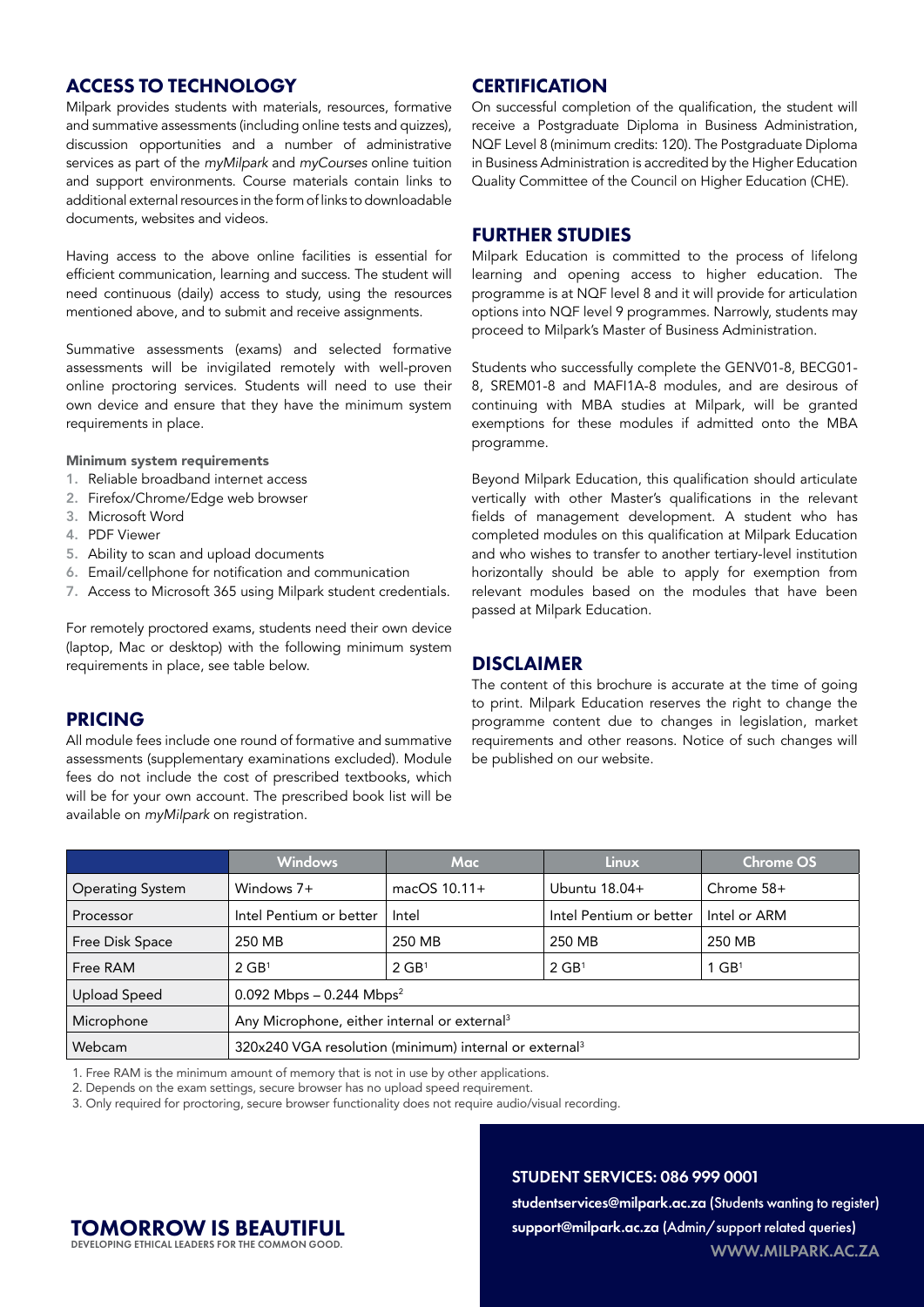## ACCESS TO TECHNOLOGY

Milpark provides students with materials, resources, formative and summative assessments (including online tests and quizzes), discussion opportunities and a number of administrative services as part of the *myMilpark* and *myCourses* online tuition and support environments. Course materials contain links to additional external resources in the form of links to downloadable documents, websites and videos.

Having access to the above online facilities is essential for efficient communication, learning and success. The student will need continuous (daily) access to study, using the resources mentioned above, and to submit and receive assignments.

Summative assessments (exams) and selected formative assessments will be invigilated remotely with well-proven online proctoring services. Students will need to use their own device and ensure that they have the minimum system requirements in place.

**Minimum system requirements**

1. Reliable broadband internet access
2. Firefox/Chrome/Edge web browser
3. Microsoft Word
4. PDF Viewer
5. Ability to scan and upload documents
6. Email/cellphone for notification and communication
7. Access to Microsoft 365 using Milpark student credentials.

For remotely proctored exams, students need their own device (laptop, Mac or desktop) with the following minimum system requirements in place, see table below.

## PRICING

All module fees include one round of formative and summative assessments (supplementary examinations excluded). Module fees do not include the cost of prescribed textbooks, which will be for your own account. The prescribed book list will be available on *myMilpark* on registration.

## CERTIFICATION

On successful completion of the qualification, the student will receive a Postgraduate Diploma in Business Administration, NQF Level 8 (minimum credits: 120). The Postgraduate Diploma in Business Administration is accredited by the Higher Education Quality Committee of the Council on Higher Education (CHE).

## FURTHER STUDIES

Milpark Education is committed to the process of lifelong learning and opening access to higher education. The programme is at NQF level 8 and it will provide for articulation options into NQF level 9 programmes. Narrowly, students may proceed to Milpark's Master of Business Administration.

Students who successfully complete the GENV01-8, BECG01-8, SREM01-8 and MAFI1A-8 modules, and are desirous of continuing with MBA studies at Milpark, will be granted exemptions for these modules if admitted onto the MBA programme.

Beyond Milpark Education, this qualification should articulate vertically with other Master's qualifications in the relevant fields of management development. A student who has completed modules on this qualification at Milpark Education and who wishes to transfer to another tertiary-level institution horizontally should be able to apply for exemption from relevant modules based on the modules that have been passed at Milpark Education.

## DISCLAIMER

The content of this brochure is accurate at the time of going to print. Milpark Education reserves the right to change the programme content due to changes in legislation, market requirements and other reasons. Notice of such changes will be published on our website.

| | Windows | Mac | Linux | Chrome OS |
|---|---|---|---|---|
| Operating System | Windows 7+ | macOS 10.11+ | Ubuntu 18.04+ | Chrome 58+ |
| Processor | Intel Pentium or better | Intel | Intel Pentium or better | Intel or ARM |
| Free Disk Space | 250 MB | 250 MB | 250 MB | 250 MB |
| Free RAM | 2 GB[1] | 2 GB[1] | 2 GB[1] | 1 GB[1] |
| Upload Speed | 0.092 Mbps – 0.244 Mbps[2] | | | |
| Microphone | Any Microphone, either internal or external[3] | | | |
| Webcam | 320x240 VGA resolution (minimum) internal or external[3] | | | |

1. Free RAM is the minimum amount of memory that is not in use by other applications.
2. Depends on the exam settings, secure browser has no upload speed requirement.
3. Only required for proctoring, secure browser functionality does not require audio/visual recording.

**TOMORROW IS BEAUTIFUL**
DEVELOPING ETHICAL LEADERS FOR THE COMMON GOOD.

**STUDENT SERVICES: 086 999 0001**
**studentservices@milpark.ac.za** (Students wanting to register)
**support@milpark.ac.za** (Admin/support related queries)
**WWW.MILPARK.AC.ZA**